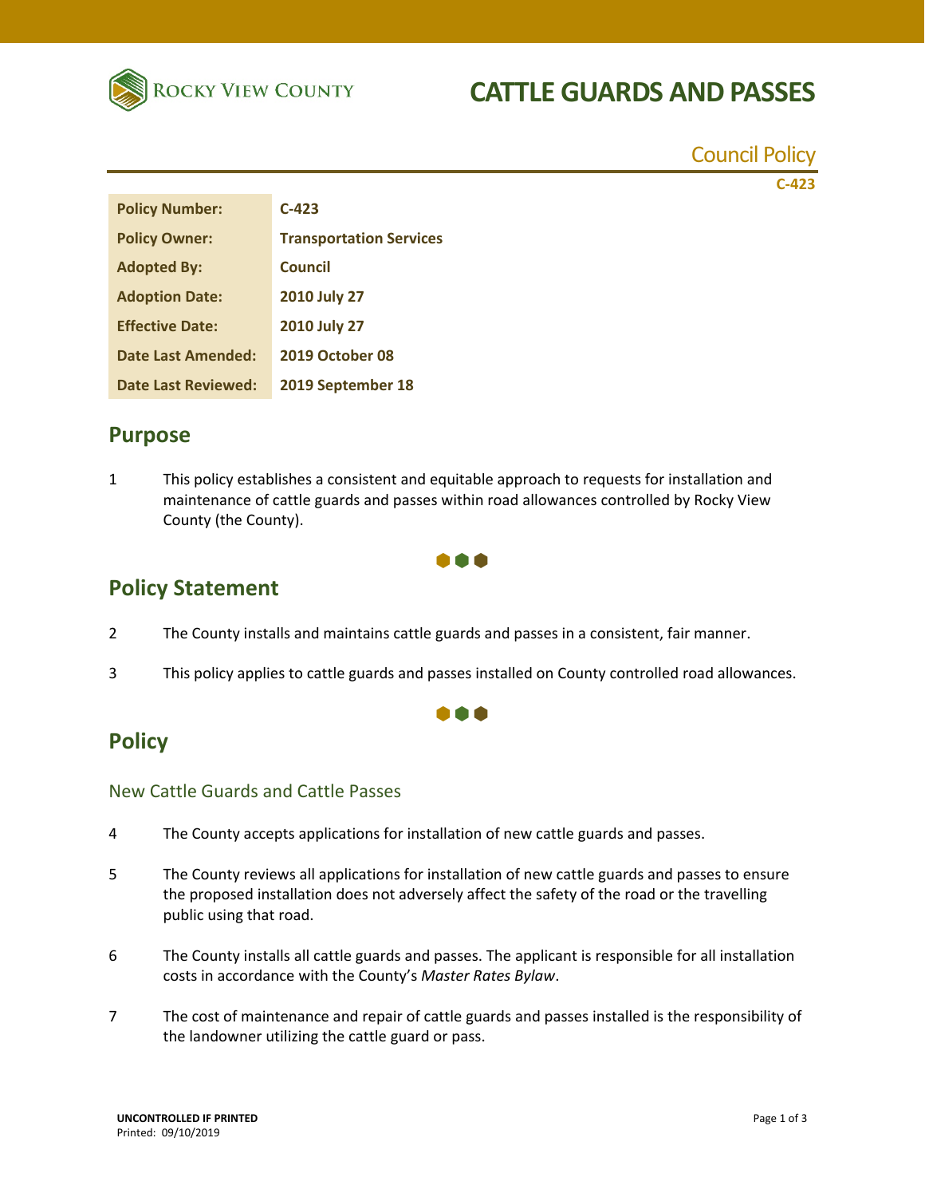Rocky View County

# CATTLE GUARDS AND PASSES

Council Policy

C-423

| Policy Number: | C-423 |
|---|---|
| Policy Owner: | Transportation Services |
| Adopted By: | Council |
| Adoption Date: | 2010 July 27 |
| Effective Date: | 2010 July 27 |
| Date Last Amended: | 2019 October 08 |
| Date Last Reviewed: | 2019 September 18 |

## Purpose

1 This policy establishes a consistent and equitable approach to requests for installation and maintenance of cattle guards and passes within road allowances controlled by Rocky View County (the County).

## Policy Statement

2 The County installs and maintains cattle guards and passes in a consistent, fair manner.

3 This policy applies to cattle guards and passes installed on County controlled road allowances.

## Policy

### New Cattle Guards and Cattle Passes

4 The County accepts applications for installation of new cattle guards and passes.

5 The County reviews all applications for installation of new cattle guards and passes to ensure the proposed installation does not adversely affect the safety of the road or the travelling public using that road.

6 The County installs all cattle guards and passes. The applicant is responsible for all installation costs in accordance with the County's *Master Rates Bylaw*.

7 The cost of maintenance and repair of cattle guards and passes installed is the responsibility of the landowner utilizing the cattle guard or pass.

UNCONTROLLED IF PRINTED
Printed: 09/10/2019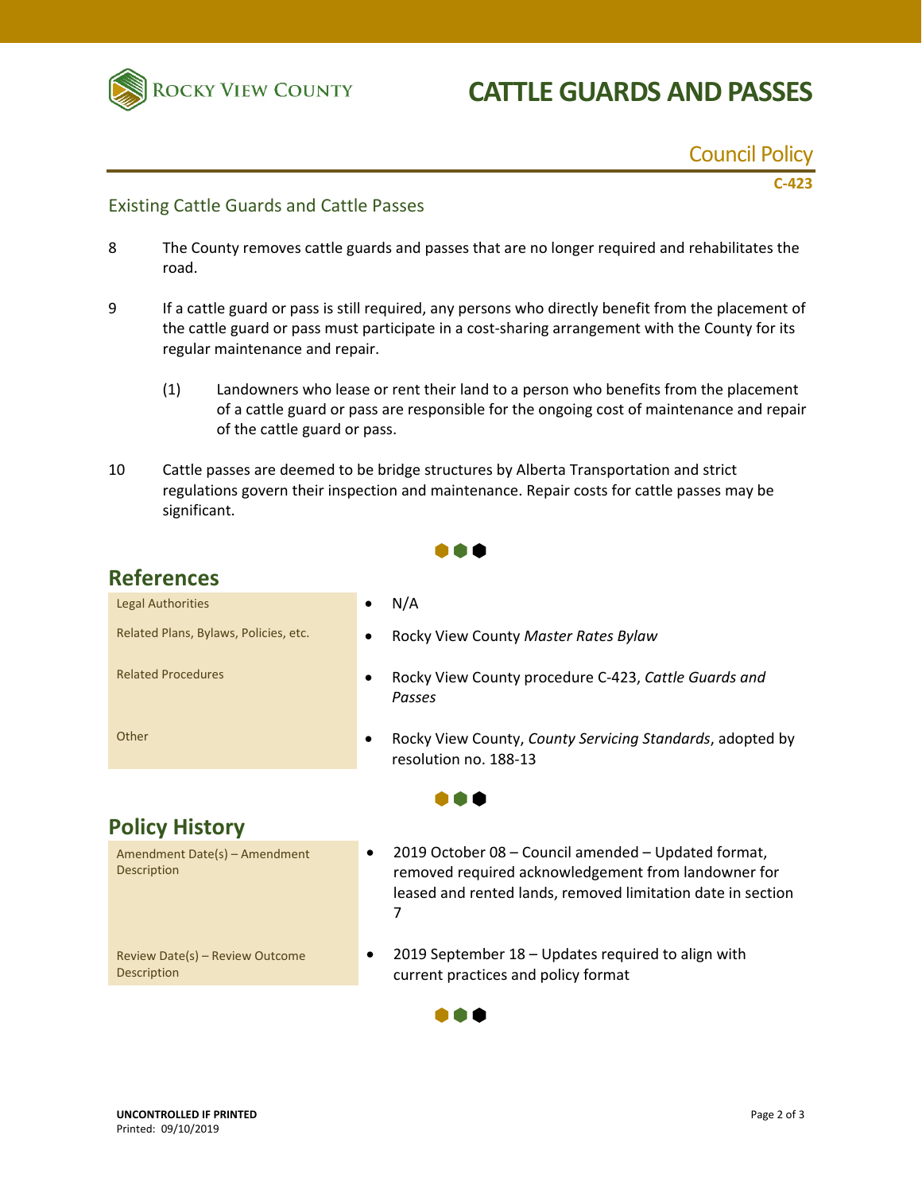## Existing Cattle Guards and Cattle Passes

8 The County removes cattle guards and passes that are no longer required and rehabilitates the road.

9 If a cattle guard or pass is still required, any persons who directly benefit from the placement of the cattle guard or pass must participate in a cost-sharing arrangement with the County for its regular maintenance and repair.

(1) Landowners who lease or rent their land to a person who benefits from the placement of a cattle guard or pass are responsible for the ongoing cost of maintenance and repair of the cattle guard or pass.

10 Cattle passes are deemed to be bridge structures by Alberta Transportation and strict regulations govern their inspection and maintenance. Repair costs for cattle passes may be significant.

## References

| | |
|---|---|
| Legal Authorities | • N/A |
| Related Plans, Bylaws, Policies, etc. | • Rocky View County *Master Rates Bylaw* |
| Related Procedures | • Rocky View County procedure C-423, *Cattle Guards and Passes* |
| Other | • Rocky View County, *County Servicing Standards*, adopted by resolution no. 188-13 |

## Policy History

| | |
|---|---|
| Amendment Date(s) – Amendment Description | • 2019 October 08 – Council amended – Updated format, removed required acknowledgement from landowner for leased and rented lands, removed limitation date in section 7 |
| Review Date(s) – Review Outcome Description | • 2019 September 18 – Updates required to align with current practices and policy format |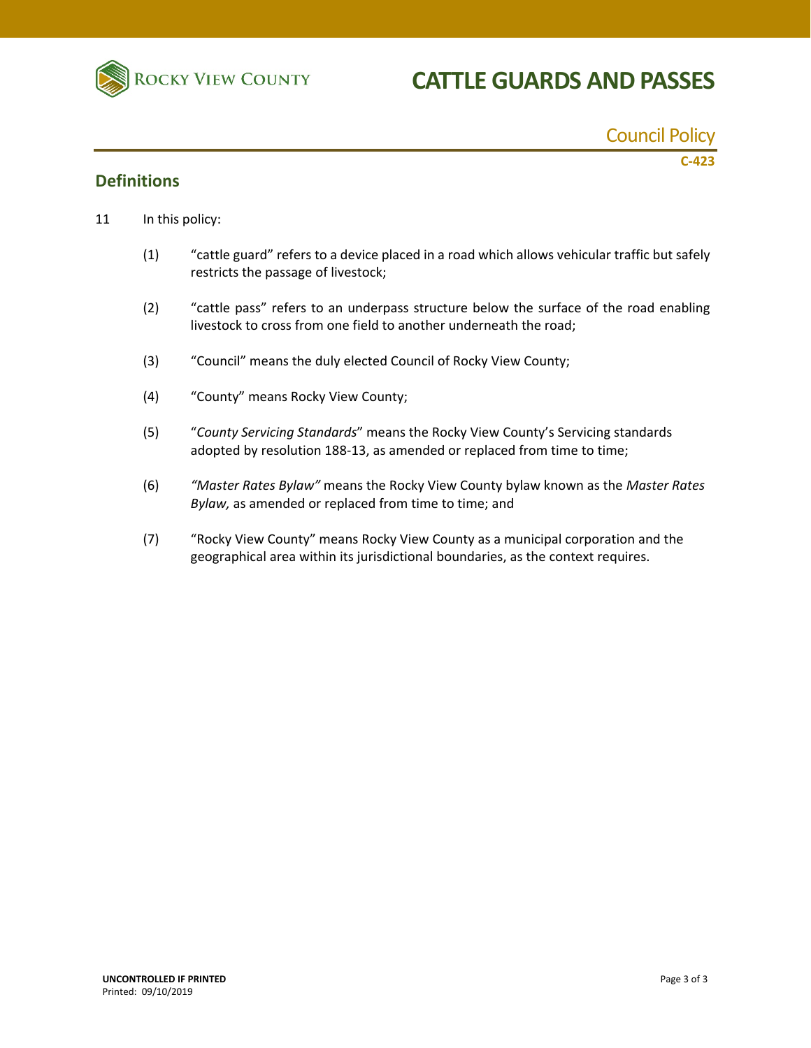## Definitions

11 In this policy:

(1) "cattle guard" refers to a device placed in a road which allows vehicular traffic but safely restricts the passage of livestock;

(2) "cattle pass" refers to an underpass structure below the surface of the road enabling livestock to cross from one field to another underneath the road;

(3) "Council" means the duly elected Council of Rocky View County;

(4) "County" means Rocky View County;

(5) "*County Servicing Standards*" means the Rocky View County's Servicing standards adopted by resolution 188-13, as amended or replaced from time to time;

(6) *"Master Rates Bylaw"* means the Rocky View County bylaw known as the *Master Rates Bylaw,* as amended or replaced from time to time; and

(7) "Rocky View County" means Rocky View County as a municipal corporation and the geographical area within its jurisdictional boundaries, as the context requires.